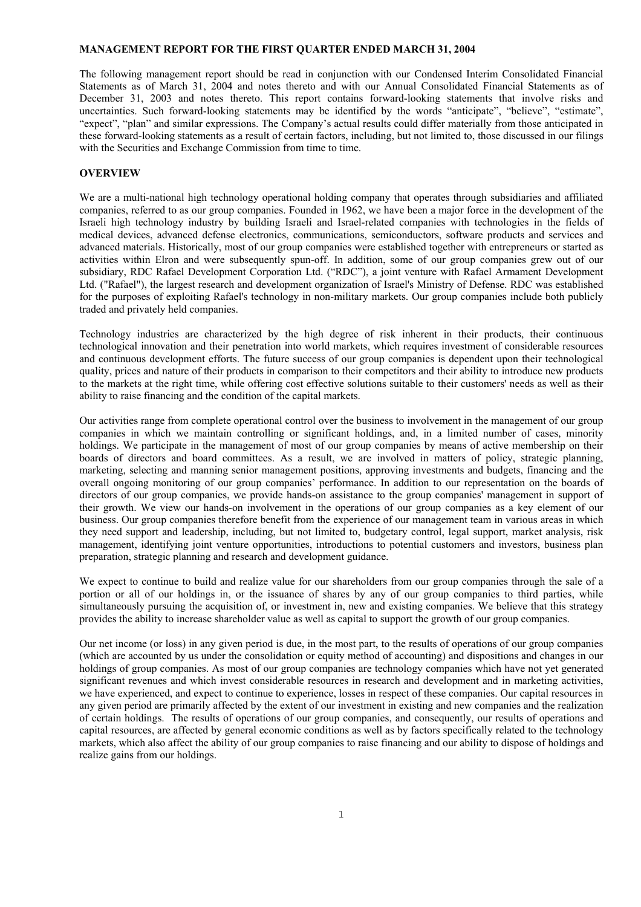**MANAGEMENT REPORT FOR THE FIRST QUARTER ENDED MARCH 31, 2004**

The following management report should be read in conjunction with our Condensed Interim Consolidated Financial Statements as of March 31, 2004 and notes thereto and with our Annual Consolidated Financial Statements as of December 31, 2003 and notes thereto. This report contains forward-looking statements that involve risks and uncertainties. Such forward-looking statements may be identified by the words "anticipate", "believe", "estimate", "expect", "plan" and similar expressions. The Company's actual results could differ materially from those anticipated in these forward-looking statements as a result of certain factors, including, but not limited to, those discussed in our filings with the Securities and Exchange Commission from time to time.

**OVERVIEW**

We are a multi-national high technology operational holding company that operates through subsidiaries and affiliated companies, referred to as our group companies. Founded in 1962, we have been a major force in the development of the Israeli high technology industry by building Israeli and Israel-related companies with technologies in the fields of medical devices, advanced defense electronics, communications, semiconductors, software products and services and advanced materials. Historically, most of our group companies were established together with entrepreneurs or started as activities within Elron and were subsequently spun-off. In addition, some of our group companies grew out of our subsidiary, RDC Rafael Development Corporation Ltd. ("RDC"), a joint venture with Rafael Armament Development Ltd. ("Rafael"), the largest research and development organization of Israel's Ministry of Defense. RDC was established for the purposes of exploiting Rafael's technology in non-military markets. Our group companies include both publicly traded and privately held companies.

Technology industries are characterized by the high degree of risk inherent in their products, their continuous technological innovation and their penetration into world markets, which requires investment of considerable resources and continuous development efforts. The future success of our group companies is dependent upon their technological quality, prices and nature of their products in comparison to their competitors and their ability to introduce new products to the markets at the right time, while offering cost effective solutions suitable to their customers' needs as well as their ability to raise financing and the condition of the capital markets.

Our activities range from complete operational control over the business to involvement in the management of our group companies in which we maintain controlling or significant holdings, and, in a limited number of cases, minority holdings. We participate in the management of most of our group companies by means of active membership on their boards of directors and board committees. As a result, we are involved in matters of policy, strategic planning, marketing, selecting and manning senior management positions, approving investments and budgets, financing and the overall ongoing monitoring of our group companies' performance. In addition to our representation on the boards of directors of our group companies, we provide hands-on assistance to the group companies' management in support of their growth. We view our hands-on involvement in the operations of our group companies as a key element of our business. Our group companies therefore benefit from the experience of our management team in various areas in which they need support and leadership, including, but not limited to, budgetary control, legal support, market analysis, risk management, identifying joint venture opportunities, introductions to potential customers and investors, business plan preparation, strategic planning and research and development guidance.

We expect to continue to build and realize value for our shareholders from our group companies through the sale of a portion or all of our holdings in, or the issuance of shares by any of our group companies to third parties, while simultaneously pursuing the acquisition of, or investment in, new and existing companies. We believe that this strategy provides the ability to increase shareholder value as well as capital to support the growth of our group companies.

Our net income (or loss) in any given period is due, in the most part, to the results of operations of our group companies (which are accounted by us under the consolidation or equity method of accounting) and dispositions and changes in our holdings of group companies. As most of our group companies are technology companies which have not yet generated significant revenues and which invest considerable resources in research and development and in marketing activities, we have experienced, and expect to continue to experience, losses in respect of these companies. Our capital resources in any given period are primarily affected by the extent of our investment in existing and new companies and the realization of certain holdings. The results of operations of our group companies, and consequently, our results of operations and capital resources, are affected by general economic conditions as well as by factors specifically related to the technology markets, which also affect the ability of our group companies to raise financing and our ability to dispose of holdings and realize gains from our holdings.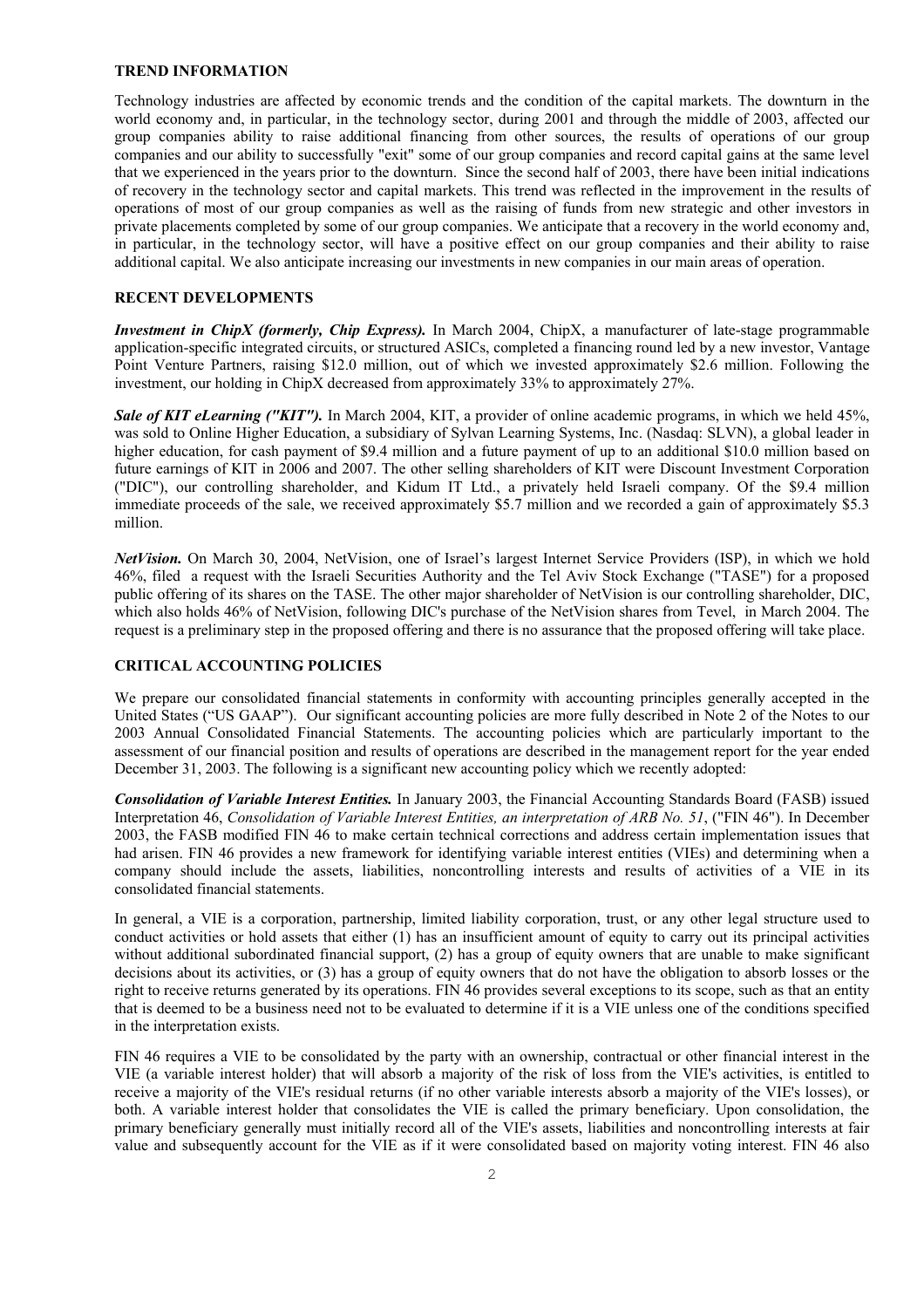## TREND INFORMATION

Technology industries are affected by economic trends and the condition of the capital markets. The downturn in the world economy and, in particular, in the technology sector, during 2001 and through the middle of 2003, affected our group companies ability to raise additional financing from other sources, the results of operations of our group companies and our ability to successfully "exit" some of our group companies and record capital gains at the same level that we experienced in the years prior to the downturn. Since the second half of 2003, there have been initial indications of recovery in the technology sector and capital markets. This trend was reflected in the improvement in the results of operations of most of our group companies as well as the raising of funds from new strategic and other investors in private placements completed by some of our group companies. We anticipate that a recovery in the world economy and, in particular, in the technology sector, will have a positive effect on our group companies and their ability to raise additional capital. We also anticipate increasing our investments in new companies in our main areas of operation.

## RECENT DEVELOPMENTS

***Investment in ChipX (formerly, Chip Express).*** In March 2004, ChipX, a manufacturer of late-stage programmable application-specific integrated circuits, or structured ASICs, completed a financing round led by a new investor, Vantage Point Venture Partners, raising $12.0 million, out of which we invested approximately $2.6 million. Following the investment, our holding in ChipX decreased from approximately 33% to approximately 27%.

***Sale of KIT eLearning ("KIT").*** In March 2004, KIT, a provider of online academic programs, in which we held 45%, was sold to Online Higher Education, a subsidiary of Sylvan Learning Systems, Inc. (Nasdaq: SLVN), a global leader in higher education, for cash payment of $9.4 million and a future payment of up to an additional $10.0 million based on future earnings of KIT in 2006 and 2007. The other selling shareholders of KIT were Discount Investment Corporation ("DIC"), our controlling shareholder, and Kidum IT Ltd., a privately held Israeli company. Of the $9.4 million immediate proceeds of the sale, we received approximately $5.7 million and we recorded a gain of approximately $5.3 million.

***NetVision.*** On March 30, 2004, NetVision, one of Israel's largest Internet Service Providers (ISP), in which we hold 46%, filed a request with the Israeli Securities Authority and the Tel Aviv Stock Exchange ("TASE") for a proposed public offering of its shares on the TASE. The other major shareholder of NetVision is our controlling shareholder, DIC, which also holds 46% of NetVision, following DIC's purchase of the NetVision shares from Tevel, in March 2004. The request is a preliminary step in the proposed offering and there is no assurance that the proposed offering will take place.

## CRITICAL ACCOUNTING POLICIES

We prepare our consolidated financial statements in conformity with accounting principles generally accepted in the United States ("US GAAP"). Our significant accounting policies are more fully described in Note 2 of the Notes to our 2003 Annual Consolidated Financial Statements. The accounting policies which are particularly important to the assessment of our financial position and results of operations are described in the management report for the year ended December 31, 2003. The following is a significant new accounting policy which we recently adopted:

***Consolidation of Variable Interest Entities.*** In January 2003, the Financial Accounting Standards Board (FASB) issued Interpretation 46, *Consolidation of Variable Interest Entities, an interpretation of ARB No. 51*, ("FIN 46"). In December 2003, the FASB modified FIN 46 to make certain technical corrections and address certain implementation issues that had arisen. FIN 46 provides a new framework for identifying variable interest entities (VIEs) and determining when a company should include the assets, liabilities, noncontrolling interests and results of activities of a VIE in its consolidated financial statements.

In general, a VIE is a corporation, partnership, limited liability corporation, trust, or any other legal structure used to conduct activities or hold assets that either (1) has an insufficient amount of equity to carry out its principal activities without additional subordinated financial support, (2) has a group of equity owners that are unable to make significant decisions about its activities, or (3) has a group of equity owners that do not have the obligation to absorb losses or the right to receive returns generated by its operations. FIN 46 provides several exceptions to its scope, such as that an entity that is deemed to be a business need not to be evaluated to determine if it is a VIE unless one of the conditions specified in the interpretation exists.

FIN 46 requires a VIE to be consolidated by the party with an ownership, contractual or other financial interest in the VIE (a variable interest holder) that will absorb a majority of the risk of loss from the VIE's activities, is entitled to receive a majority of the VIE's residual returns (if no other variable interests absorb a majority of the VIE's losses), or both. A variable interest holder that consolidates the VIE is called the primary beneficiary. Upon consolidation, the primary beneficiary generally must initially record all of the VIE's assets, liabilities and noncontrolling interests at fair value and subsequently account for the VIE as if it were consolidated based on majority voting interest. FIN 46 also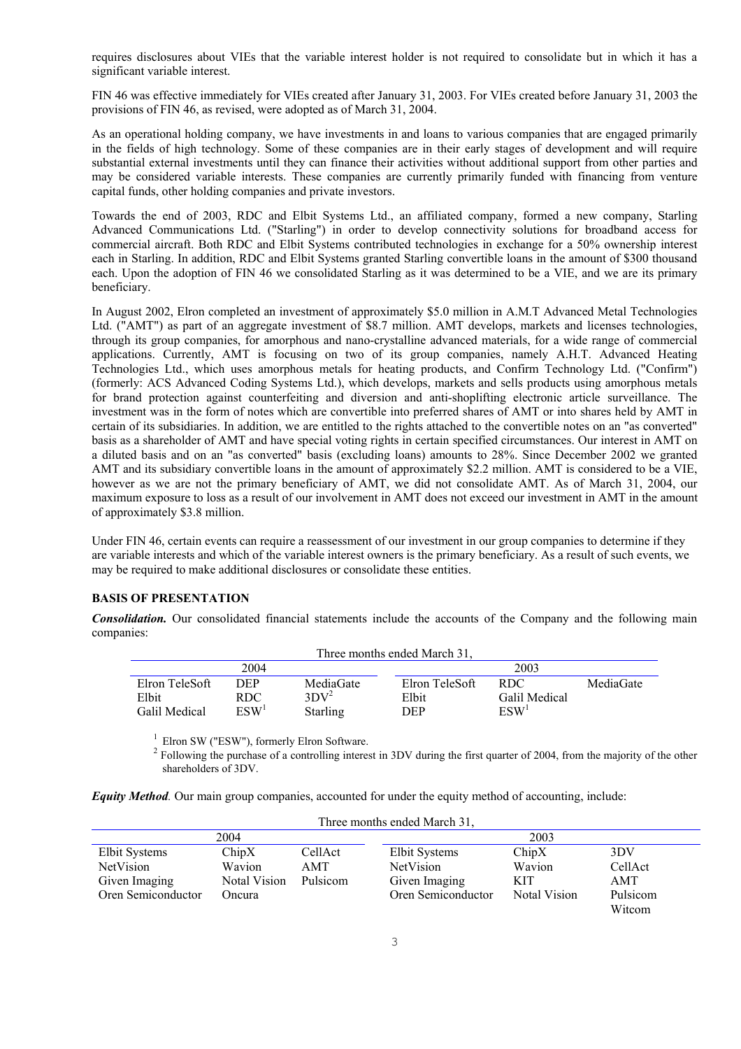requires disclosures about VIEs that the variable interest holder is not required to consolidate but in which it has a significant variable interest.

FIN 46 was effective immediately for VIEs created after January 31, 2003. For VIEs created before January 31, 2003 the provisions of FIN 46, as revised, were adopted as of March 31, 2004.

As an operational holding company, we have investments in and loans to various companies that are engaged primarily in the fields of high technology. Some of these companies are in their early stages of development and will require substantial external investments until they can finance their activities without additional support from other parties and may be considered variable interests. These companies are currently primarily funded with financing from venture capital funds, other holding companies and private investors.

Towards the end of 2003, RDC and Elbit Systems Ltd., an affiliated company, formed a new company, Starling Advanced Communications Ltd. ("Starling") in order to develop connectivity solutions for broadband access for commercial aircraft. Both RDC and Elbit Systems contributed technologies in exchange for a 50% ownership interest each in Starling. In addition, RDC and Elbit Systems granted Starling convertible loans in the amount of $300 thousand each. Upon the adoption of FIN 46 we consolidated Starling as it was determined to be a VIE, and we are its primary beneficiary.

In August 2002, Elron completed an investment of approximately $5.0 million in A.M.T Advanced Metal Technologies Ltd. ("AMT") as part of an aggregate investment of $8.7 million. AMT develops, markets and licenses technologies, through its group companies, for amorphous and nano-crystalline advanced materials, for a wide range of commercial applications. Currently, AMT is focusing on two of its group companies, namely A.H.T. Advanced Heating Technologies Ltd., which uses amorphous metals for heating products, and Confirm Technology Ltd. ("Confirm") (formerly: ACS Advanced Coding Systems Ltd.), which develops, markets and sells products using amorphous metals for brand protection against counterfeiting and diversion and anti-shoplifting electronic article surveillance. The investment was in the form of notes which are convertible into preferred shares of AMT or into shares held by AMT in certain of its subsidiaries. In addition, we are entitled to the rights attached to the convertible notes on an "as converted" basis as a shareholder of AMT and have special voting rights in certain specified circumstances. Our interest in AMT on a diluted basis and on an "as converted" basis (excluding loans) amounts to 28%. Since December 2002 we granted AMT and its subsidiary convertible loans in the amount of approximately $2.2 million. AMT is considered to be a VIE, however as we are not the primary beneficiary of AMT, we did not consolidate AMT. As of March 31, 2004, our maximum exposure to loss as a result of our involvement in AMT does not exceed our investment in AMT in the amount of approximately $3.8 million.

Under FIN 46, certain events can require a reassessment of our investment in our group companies to determine if they are variable interests and which of the variable interest owners is the primary beneficiary. As a result of such events, we may be required to make additional disclosures or consolidate these entities.

## BASIS OF PRESENTATION

***Consolidation.*** Our consolidated financial statements include the accounts of the Company and the following main companies:

| Three months ended March 31, | | | | | |
|---|---|---|---|---|---|
| 2004 | | | 2003 | | |
| Elron TeleSoft | DEP | MediaGate | Elron TeleSoft | RDC | MediaGate |
| Elbit | RDC | 3DV[2] | Elbit | Galil Medical | |
| Galil Medical | ESW[1] | Starling | DEP | ESW[1] | |

[1] Elron SW ("ESW"), formerly Elron Software.

[2] Following the purchase of a controlling interest in 3DV during the first quarter of 2004, from the majority of the other shareholders of 3DV.

***Equity Method.*** Our main group companies, accounted for under the equity method of accounting, include:

| Three months ended March 31, | | | | | |
|---|---|---|---|---|---|
| 2004 | | | 2003 | | |
| Elbit Systems | ChipX | CellAct | Elbit Systems | ChipX | 3DV |
| NetVision | Wavion | AMT | NetVision | Wavion | CellAct |
| Given Imaging | Notal Vision | Pulsicom | Given Imaging | KIT | AMT |
| Oren Semiconductor | Oncura | | Oren Semiconductor | Notal Vision | Pulsicom |
| | | | | | Witcom |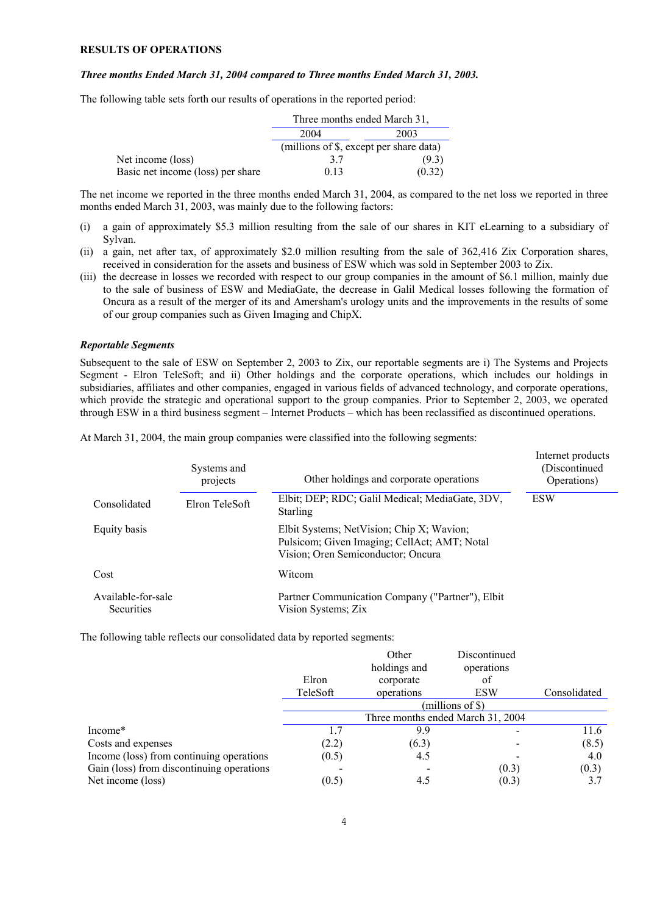**RESULTS OF OPERATIONS**

***Three months Ended March 31, 2004 compared to Three months Ended March 31, 2003.***

The following table sets forth our results of operations in the reported period:

| | Three months ended March 31, | |
|---|---|---|
| | 2004 | 2003 |
| | (millions of \$, except per share data) | |
| Net income (loss) | 3.7 | (9.3) |
| Basic net income (loss) per share | 0.13 | (0.32) |

The net income we reported in the three months ended March 31, 2004, as compared to the net loss we reported in three months ended March 31, 2003, was mainly due to the following factors:

(i) a gain of approximately $5.3 million resulting from the sale of our shares in KIT eLearning to a subsidiary of Sylvan.

(ii) a gain, net after tax, of approximately $2.0 million resulting from the sale of 362,416 Zix Corporation shares, received in consideration for the assets and business of ESW which was sold in September 2003 to Zix.

(iii) the decrease in losses we recorded with respect to our group companies in the amount of $6.1 million, mainly due to the sale of business of ESW and MediaGate, the decrease in Galil Medical losses following the formation of Oncura as a result of the merger of its and Amersham's urology units and the improvements in the results of some of our group companies such as Given Imaging and ChipX.

***Reportable Segments***

Subsequent to the sale of ESW on September 2, 2003 to Zix, our reportable segments are i) The Systems and Projects Segment - Elron TeleSoft; and ii) Other holdings and the corporate operations, which includes our holdings in subsidiaries, affiliates and other companies, engaged in various fields of advanced technology, and corporate operations, which provide the strategic and operational support to the group companies. Prior to September 2, 2003, we operated through ESW in a third business segment – Internet Products – which has been reclassified as discontinued operations.

At March 31, 2004, the main group companies were classified into the following segments:

| | Systems and projects | Other holdings and corporate operations | Internet products (Discontinued Operations) |
|---|---|---|---|
| Consolidated | Elron TeleSoft | Elbit; DEP; RDC; Galil Medical; MediaGate, 3DV, Starling | ESW |
| Equity basis | | Elbit Systems; NetVision; Chip X; Wavion; Pulsicom; Given Imaging; CellAct; AMT; Notal Vision; Oren Semiconductor; Oncura | |
| Cost | | Witcom | |
| Available-for-sale Securities | | Partner Communication Company ("Partner"), Elbit Vision Systems; Zix | |

The following table reflects our consolidated data by reported segments:

| | Elron TeleSoft | Other holdings and corporate operations | Discontinued operations of ESW | Consolidated |
|---|---|---|---|---|
| | (millions of \$) | | | |
| | Three months ended March 31, 2004 | | | |
| Income* | 1.7 | 9.9 | - | 11.6 |
| Costs and expenses | (2.2) | (6.3) | - | (8.5) |
| Income (loss) from continuing operations | (0.5) | 4.5 | - | 4.0 |
| Gain (loss) from discontinuing operations | - | - | (0.3) | (0.3) |
| Net income (loss) | (0.5) | 4.5 | (0.3) | 3.7 |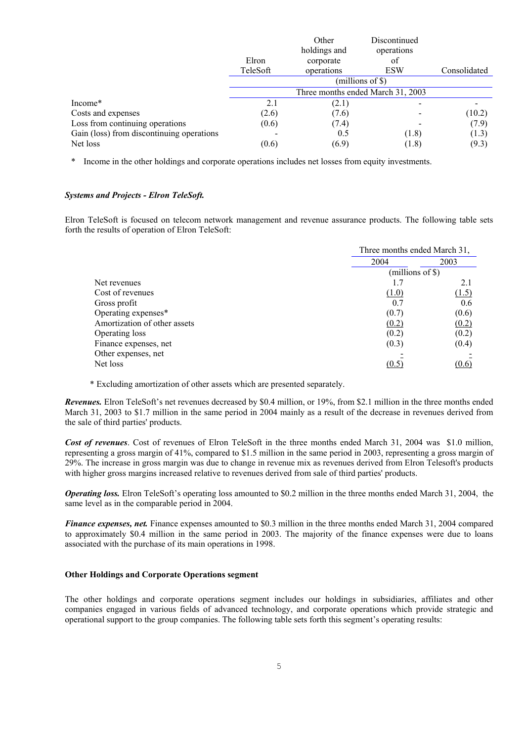| | Elron TeleSoft | Other holdings and corporate operations | Discontinued operations of ESW | Consolidated |
|---|---|---|---|---|
| | (millions of $) | | | |
| | Three months ended March 31, 2003 | | | |
| Income* | 2.1 | (2.1) | - | - |
| Costs and expenses | (2.6) | (7.6) | - | (10.2) |
| Loss from continuing operations | (0.6) | (7.4) | - | (7.9) |
| Gain (loss) from discontinuing operations | - | 0.5 | (1.8) | (1.3) |
| Net loss | (0.6) | (6.9) | (1.8) | (9.3) |

\* Income in the other holdings and corporate operations includes net losses from equity investments.

***Systems and Projects - Elron TeleSoft.***

Elron TeleSoft is focused on telecom network management and revenue assurance products. The following table sets forth the results of operation of Elron TeleSoft:

| | Three months ended March 31, | |
|---|---|---|
| | 2004 | 2003 |
| | (millions of $) | |
| Net revenues | 1.7 | 2.1 |
| Cost of revenues | (1.0) | (1.5) |
| Gross profit | 0.7 | 0.6 |
| Operating expenses* | (0.7) | (0.6) |
| Amortization of other assets | (0.2) | (0.2) |
| Operating loss | (0.2) | (0.2) |
| Finance expenses, net | (0.3) | (0.4) |
| Other expenses, net | - | - |
| Net loss | (0.5) | (0.6) |

\* Excluding amortization of other assets which are presented separately.

***Revenues.*** Elron TeleSoft's net revenues decreased by $0.4 million, or 19%, from $2.1 million in the three months ended March 31, 2003 to $1.7 million in the same period in 2004 mainly as a result of the decrease in revenues derived from the sale of third parties' products.

***Cost of revenues***. Cost of revenues of Elron TeleSoft in the three months ended March 31, 2004 was $1.0 million, representing a gross margin of 41%, compared to $1.5 million in the same period in 2003, representing a gross margin of 29%. The increase in gross margin was due to change in revenue mix as revenues derived from Elron Telesoft's products with higher gross margins increased relative to revenues derived from sale of third parties' products.

***Operating loss.*** Elron TeleSoft's operating loss amounted to $0.2 million in the three months ended March 31, 2004, the same level as in the comparable period in 2004.

***Finance expenses, net.*** Finance expenses amounted to $0.3 million in the three months ended March 31, 2004 compared to approximately $0.4 million in the same period in 2003. The majority of the finance expenses were due to loans associated with the purchase of its main operations in 1998.

**Other Holdings and Corporate Operations segment**

The other holdings and corporate operations segment includes our holdings in subsidiaries, affiliates and other companies engaged in various fields of advanced technology, and corporate operations which provide strategic and operational support to the group companies. The following table sets forth this segment's operating results: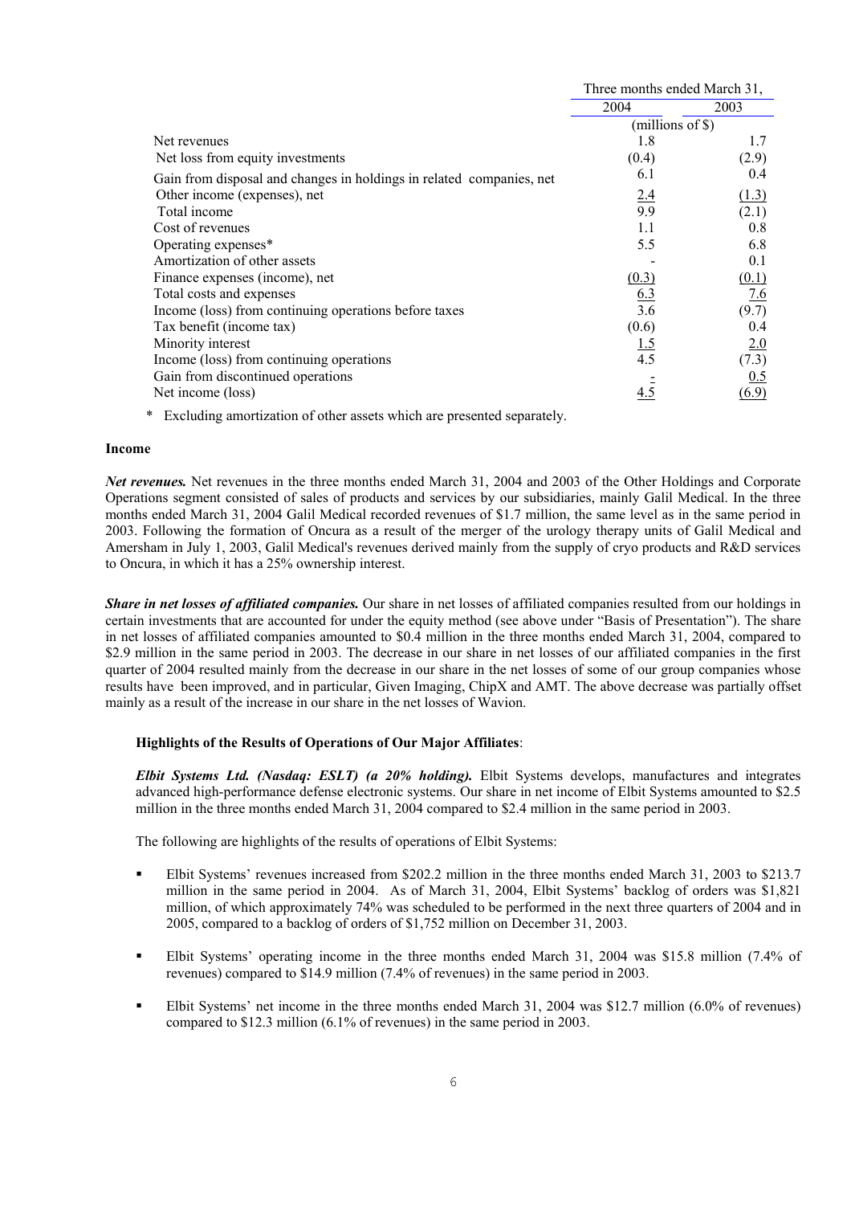| | Three months ended March 31, | |
|---|---|---|
| | 2004 | 2003 |
| | (millions of $) | |
| Net revenues | 1.8 | 1.7 |
| Net loss from equity investments | (0.4) | (2.9) |
| Gain from disposal and changes in holdings in related companies, net | 6.1 | 0.4 |
| Other income (expenses), net | 2.4 | (1.3) |
| Total income | 9.9 | (2.1) |
| Cost of revenues | 1.1 | 0.8 |
| Operating expenses* | 5.5 | 6.8 |
| Amortization of other assets | - | 0.1 |
| Finance expenses (income), net | (0.3) | (0.1) |
| Total costs and expenses | 6.3 | 7.6 |
| Income (loss) from continuing operations before taxes | 3.6 | (9.7) |
| Tax benefit (income tax) | (0.6) | 0.4 |
| Minority interest | 1.5 | 2.0 |
| Income (loss) from continuing operations | 4.5 | (7.3) |
| Gain from discontinued operations | - | 0.5 |
| Net income (loss) | 4.5 | (6.9) |

\* Excluding amortization of other assets which are presented separately.

**Income**

***Net revenues.*** Net revenues in the three months ended March 31, 2004 and 2003 of the Other Holdings and Corporate Operations segment consisted of sales of products and services by our subsidiaries, mainly Galil Medical. In the three months ended March 31, 2004 Galil Medical recorded revenues of $1.7 million, the same level as in the same period in 2003. Following the formation of Oncura as a result of the merger of the urology therapy units of Galil Medical and Amersham in July 1, 2003, Galil Medical's revenues derived mainly from the supply of cryo products and R&D services to Oncura, in which it has a 25% ownership interest.

***Share in net losses of affiliated companies.*** Our share in net losses of affiliated companies resulted from our holdings in certain investments that are accounted for under the equity method (see above under "Basis of Presentation"). The share in net losses of affiliated companies amounted to $0.4 million in the three months ended March 31, 2004, compared to $2.9 million in the same period in 2003. The decrease in our share in net losses of our affiliated companies in the first quarter of 2004 resulted mainly from the decrease in our share in the net losses of some of our group companies whose results have been improved, and in particular, Given Imaging, ChipX and AMT. The above decrease was partially offset mainly as a result of the increase in our share in the net losses of Wavion.

**Highlights of the Results of Operations of Our Major Affiliates**:

***Elbit Systems Ltd. (Nasdaq: ESLT) (a 20% holding).*** Elbit Systems develops, manufactures and integrates advanced high-performance defense electronic systems. Our share in net income of Elbit Systems amounted to $2.5 million in the three months ended March 31, 2004 compared to $2.4 million in the same period in 2003.

The following are highlights of the results of operations of Elbit Systems:

- Elbit Systems' revenues increased from $202.2 million in the three months ended March 31, 2003 to $213.7 million in the same period in 2004. As of March 31, 2004, Elbit Systems' backlog of orders was $1,821 million, of which approximately 74% was scheduled to be performed in the next three quarters of 2004 and in 2005, compared to a backlog of orders of $1,752 million on December 31, 2003.
- Elbit Systems' operating income in the three months ended March 31, 2004 was $15.8 million (7.4% of revenues) compared to $14.9 million (7.4% of revenues) in the same period in 2003.
- Elbit Systems' net income in the three months ended March 31, 2004 was $12.7 million (6.0% of revenues) compared to $12.3 million (6.1% of revenues) in the same period in 2003.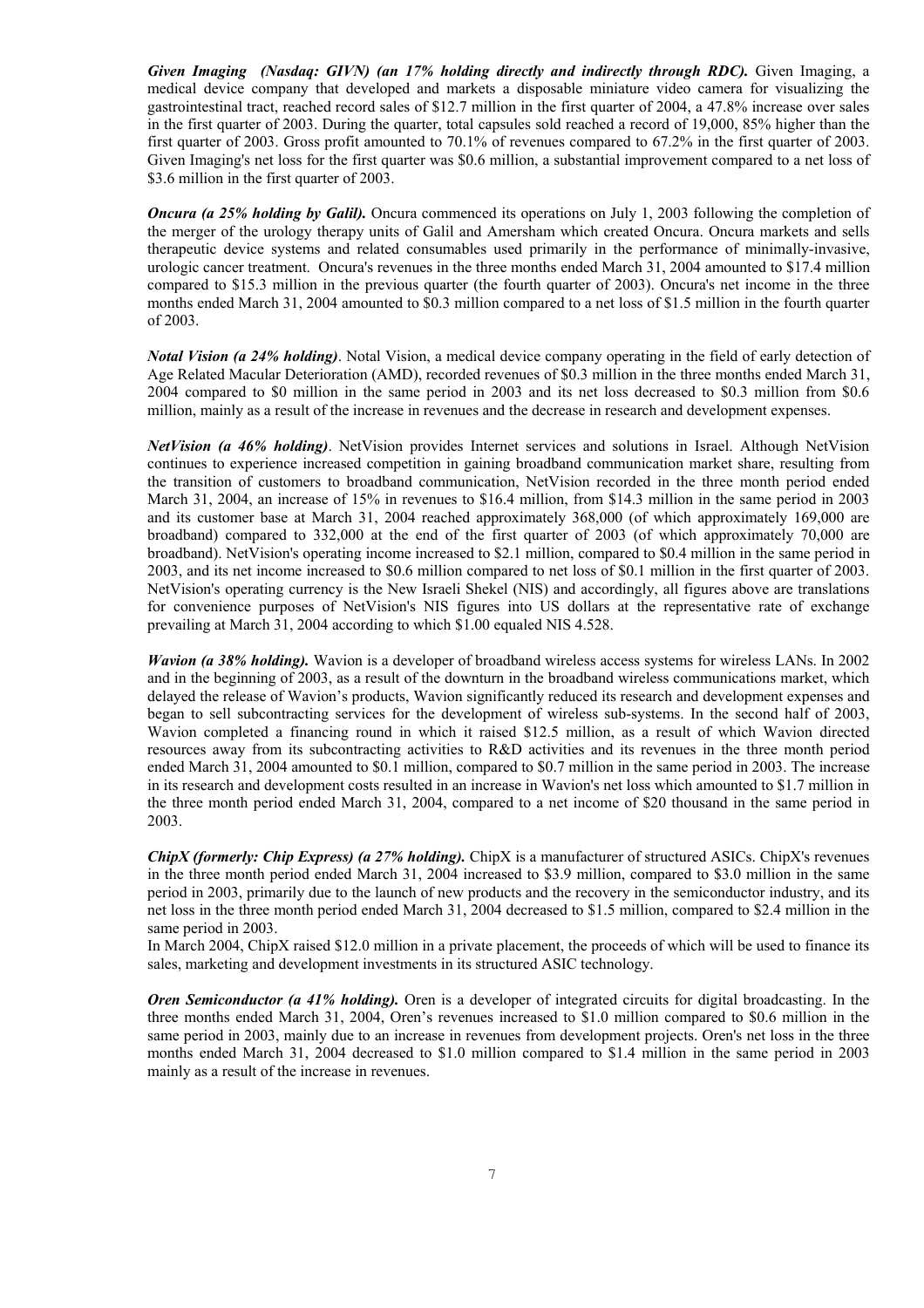***Given Imaging (Nasdaq: GIVN) (an 17% holding directly and indirectly through RDC).*** Given Imaging, a medical device company that developed and markets a disposable miniature video camera for visualizing the gastrointestinal tract, reached record sales of $12.7 million in the first quarter of 2004, a 47.8% increase over sales in the first quarter of 2003. During the quarter, total capsules sold reached a record of 19,000, 85% higher than the first quarter of 2003. Gross profit amounted to 70.1% of revenues compared to 67.2% in the first quarter of 2003. Given Imaging's net loss for the first quarter was $0.6 million, a substantial improvement compared to a net loss of $3.6 million in the first quarter of 2003.

***Oncura (a 25% holding by Galil).*** Oncura commenced its operations on July 1, 2003 following the completion of the merger of the urology therapy units of Galil and Amersham which created Oncura. Oncura markets and sells therapeutic device systems and related consumables used primarily in the performance of minimally-invasive, urologic cancer treatment. Oncura's revenues in the three months ended March 31, 2004 amounted to $17.4 million compared to $15.3 million in the previous quarter (the fourth quarter of 2003). Oncura's net income in the three months ended March 31, 2004 amounted to $0.3 million compared to a net loss of $1.5 million in the fourth quarter of 2003.

***Notal Vision (a 24% holding)***. Notal Vision, a medical device company operating in the field of early detection of Age Related Macular Deterioration (AMD), recorded revenues of $0.3 million in the three months ended March 31, 2004 compared to $0 million in the same period in 2003 and its net loss decreased to $0.3 million from $0.6 million, mainly as a result of the increase in revenues and the decrease in research and development expenses.

***NetVision (a 46% holding)***. NetVision provides Internet services and solutions in Israel. Although NetVision continues to experience increased competition in gaining broadband communication market share, resulting from the transition of customers to broadband communication, NetVision recorded in the three month period ended March 31, 2004, an increase of 15% in revenues to $16.4 million, from $14.3 million in the same period in 2003 and its customer base at March 31, 2004 reached approximately 368,000 (of which approximately 169,000 are broadband) compared to 332,000 at the end of the first quarter of 2003 (of which approximately 70,000 are broadband). NetVision's operating income increased to $2.1 million, compared to $0.4 million in the same period in 2003, and its net income increased to $0.6 million compared to net loss of $0.1 million in the first quarter of 2003. NetVision's operating currency is the New Israeli Shekel (NIS) and accordingly, all figures above are translations for convenience purposes of NetVision's NIS figures into US dollars at the representative rate of exchange prevailing at March 31, 2004 according to which $1.00 equaled NIS 4.528.

***Wavion (a 38% holding).*** Wavion is a developer of broadband wireless access systems for wireless LANs. In 2002 and in the beginning of 2003, as a result of the downturn in the broadband wireless communications market, which delayed the release of Wavion's products, Wavion significantly reduced its research and development expenses and began to sell subcontracting services for the development of wireless sub-systems. In the second half of 2003, Wavion completed a financing round in which it raised $12.5 million, as a result of which Wavion directed resources away from its subcontracting activities to R&D activities and its revenues in the three month period ended March 31, 2004 amounted to $0.1 million, compared to $0.7 million in the same period in 2003. The increase in its research and development costs resulted in an increase in Wavion's net loss which amounted to $1.7 million in the three month period ended March 31, 2004, compared to a net income of $20 thousand in the same period in 2003.

***ChipX (formerly: Chip Express) (a 27% holding).*** ChipX is a manufacturer of structured ASICs. ChipX's revenues in the three month period ended March 31, 2004 increased to $3.9 million, compared to $3.0 million in the same period in 2003, primarily due to the launch of new products and the recovery in the semiconductor industry, and its net loss in the three month period ended March 31, 2004 decreased to $1.5 million, compared to $2.4 million in the same period in 2003.

In March 2004, ChipX raised $12.0 million in a private placement, the proceeds of which will be used to finance its sales, marketing and development investments in its structured ASIC technology.

***Oren Semiconductor (a 41% holding).*** Oren is a developer of integrated circuits for digital broadcasting. In the three months ended March 31, 2004, Oren's revenues increased to $1.0 million compared to $0.6 million in the same period in 2003, mainly due to an increase in revenues from development projects. Oren's net loss in the three months ended March 31, 2004 decreased to $1.0 million compared to $1.4 million in the same period in 2003 mainly as a result of the increase in revenues.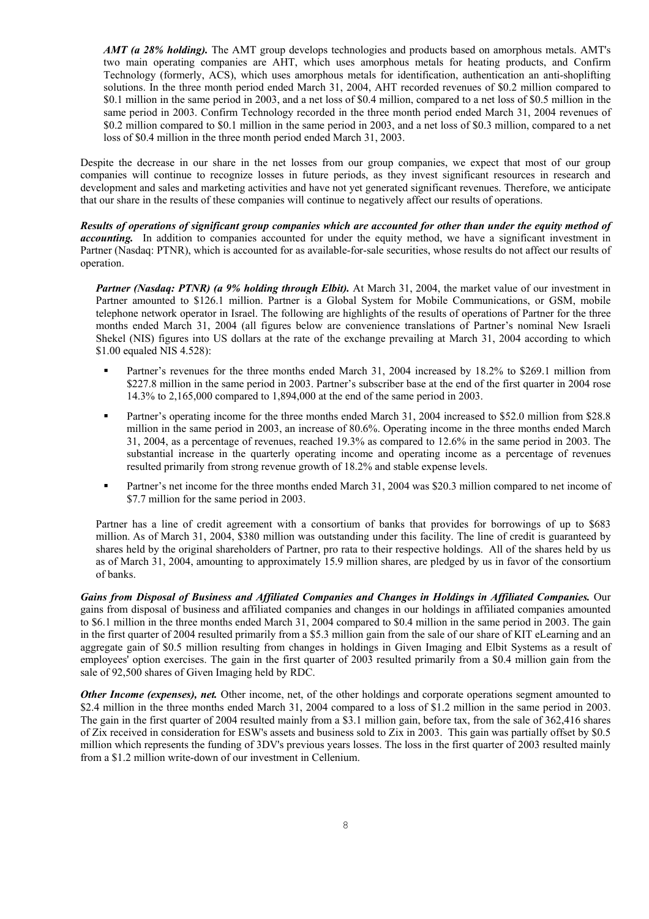***AMT (a 28% holding).*** The AMT group develops technologies and products based on amorphous metals. AMT's two main operating companies are AHT, which uses amorphous metals for heating products, and Confirm Technology (formerly, ACS), which uses amorphous metals for identification, authentication an anti-shoplifting solutions. In the three month period ended March 31, 2004, AHT recorded revenues of $0.2 million compared to $0.1 million in the same period in 2003, and a net loss of $0.4 million, compared to a net loss of $0.5 million in the same period in 2003. Confirm Technology recorded in the three month period ended March 31, 2004 revenues of $0.2 million compared to $0.1 million in the same period in 2003, and a net loss of $0.3 million, compared to a net loss of $0.4 million in the three month period ended March 31, 2003.

Despite the decrease in our share in the net losses from our group companies, we expect that most of our group companies will continue to recognize losses in future periods, as they invest significant resources in research and development and sales and marketing activities and have not yet generated significant revenues. Therefore, we anticipate that our share in the results of these companies will continue to negatively affect our results of operations.

***Results of operations of significant group companies which are accounted for other than under the equity method of accounting.*** In addition to companies accounted for under the equity method, we have a significant investment in Partner (Nasdaq: PTNR), which is accounted for as available-for-sale securities, whose results do not affect our results of operation.

***Partner (Nasdaq: PTNR) (a 9% holding through Elbit).*** At March 31, 2004, the market value of our investment in Partner amounted to $126.1 million. Partner is a Global System for Mobile Communications, or GSM, mobile telephone network operator in Israel. The following are highlights of the results of operations of Partner for the three months ended March 31, 2004 (all figures below are convenience translations of Partner's nominal New Israeli Shekel (NIS) figures into US dollars at the rate of the exchange prevailing at March 31, 2004 according to which $1.00 equaled NIS 4.528):

- Partner's revenues for the three months ended March 31, 2004 increased by 18.2% to $269.1 million from $227.8 million in the same period in 2003. Partner's subscriber base at the end of the first quarter in 2004 rose 14.3% to 2,165,000 compared to 1,894,000 at the end of the same period in 2003.
- Partner's operating income for the three months ended March 31, 2004 increased to $52.0 million from $28.8 million in the same period in 2003, an increase of 80.6%. Operating income in the three months ended March 31, 2004, as a percentage of revenues, reached 19.3% as compared to 12.6% in the same period in 2003. The substantial increase in the quarterly operating income and operating income as a percentage of revenues resulted primarily from strong revenue growth of 18.2% and stable expense levels.
- Partner's net income for the three months ended March 31, 2004 was $20.3 million compared to net income of $7.7 million for the same period in 2003.

Partner has a line of credit agreement with a consortium of banks that provides for borrowings of up to $683 million. As of March 31, 2004, $380 million was outstanding under this facility. The line of credit is guaranteed by shares held by the original shareholders of Partner, pro rata to their respective holdings. All of the shares held by us as of March 31, 2004, amounting to approximately 15.9 million shares, are pledged by us in favor of the consortium of banks.

***Gains from Disposal of Business and Affiliated Companies and Changes in Holdings in Affiliated Companies.*** Our gains from disposal of business and affiliated companies and changes in our holdings in affiliated companies amounted to $6.1 million in the three months ended March 31, 2004 compared to $0.4 million in the same period in 2003. The gain in the first quarter of 2004 resulted primarily from a $5.3 million gain from the sale of our share of KIT eLearning and an aggregate gain of $0.5 million resulting from changes in holdings in Given Imaging and Elbit Systems as a result of employees' option exercises. The gain in the first quarter of 2003 resulted primarily from a $0.4 million gain from the sale of 92,500 shares of Given Imaging held by RDC.

***Other Income (expenses), net.*** Other income, net, of the other holdings and corporate operations segment amounted to $2.4 million in the three months ended March 31, 2004 compared to a loss of $1.2 million in the same period in 2003. The gain in the first quarter of 2004 resulted mainly from a $3.1 million gain, before tax, from the sale of 362,416 shares of Zix received in consideration for ESW's assets and business sold to Zix in 2003. This gain was partially offset by $0.5 million which represents the funding of 3DV's previous years losses. The loss in the first quarter of 2003 resulted mainly from a $1.2 million write-down of our investment in Cellenium.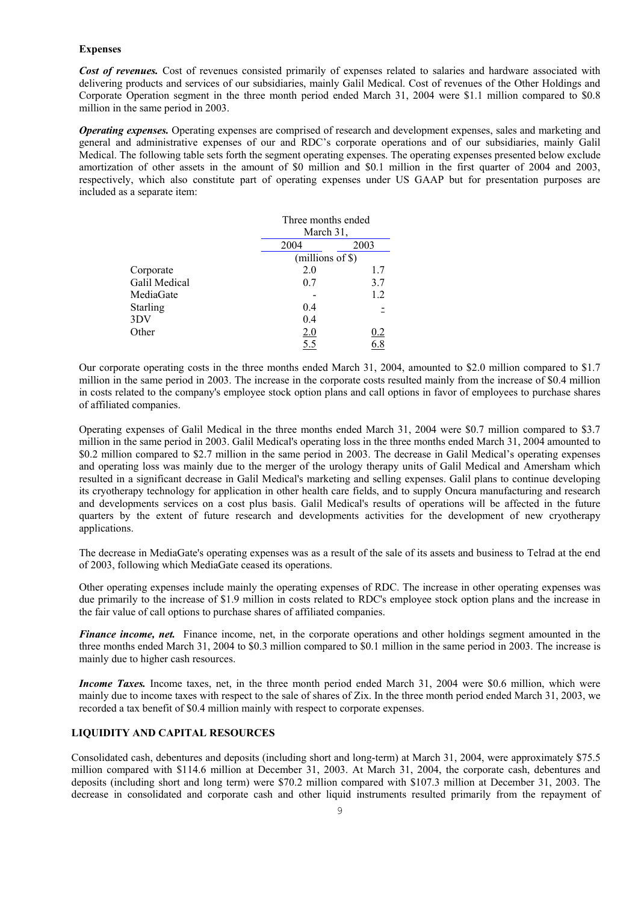**Expenses**

***Cost of revenues.*** Cost of revenues consisted primarily of expenses related to salaries and hardware associated with delivering products and services of our subsidiaries, mainly Galil Medical. Cost of revenues of the Other Holdings and Corporate Operation segment in the three month period ended March 31, 2004 were \$1.1 million compared to \$0.8 million in the same period in 2003.

***Operating expenses.*** Operating expenses are comprised of research and development expenses, sales and marketing and general and administrative expenses of our and RDC's corporate operations and of our subsidiaries, mainly Galil Medical. The following table sets forth the segment operating expenses. The operating expenses presented below exclude amortization of other assets in the amount of \$0 million and \$0.1 million in the first quarter of 2004 and 2003, respectively, which also constitute part of operating expenses under US GAAP but for presentation purposes are included as a separate item:

| | Three months ended March 31, | |
|---|---|---|
| | 2004 | 2003 |
| | (millions of \$) | |
| Corporate | 2.0 | 1.7 |
| Galil Medical | 0.7 | 3.7 |
| MediaGate | - | 1.2 |
| Starling | 0.4 | - |
| 3DV | 0.4 | |
| Other | 2.0 | 0.2 |
| | 5.5 | 6.8 |

Our corporate operating costs in the three months ended March 31, 2004, amounted to \$2.0 million compared to \$1.7 million in the same period in 2003. The increase in the corporate costs resulted mainly from the increase of \$0.4 million in costs related to the company's employee stock option plans and call options in favor of employees to purchase shares of affiliated companies.

Operating expenses of Galil Medical in the three months ended March 31, 2004 were \$0.7 million compared to \$3.7 million in the same period in 2003. Galil Medical's operating loss in the three months ended March 31, 2004 amounted to \$0.2 million compared to \$2.7 million in the same period in 2003. The decrease in Galil Medical's operating expenses and operating loss was mainly due to the merger of the urology therapy units of Galil Medical and Amersham which resulted in a significant decrease in Galil Medical's marketing and selling expenses. Galil plans to continue developing its cryotherapy technology for application in other health care fields, and to supply Oncura manufacturing and research and developments services on a cost plus basis. Galil Medical's results of operations will be affected in the future quarters by the extent of future research and developments activities for the development of new cryotherapy applications.

The decrease in MediaGate's operating expenses was as a result of the sale of its assets and business to Telrad at the end of 2003, following which MediaGate ceased its operations.

Other operating expenses include mainly the operating expenses of RDC. The increase in other operating expenses was due primarily to the increase of \$1.9 million in costs related to RDC's employee stock option plans and the increase in the fair value of call options to purchase shares of affiliated companies.

***Finance income, net.*** Finance income, net, in the corporate operations and other holdings segment amounted in the three months ended March 31, 2004 to \$0.3 million compared to \$0.1 million in the same period in 2003. The increase is mainly due to higher cash resources.

***Income Taxes.*** Income taxes, net, in the three month period ended March 31, 2004 were \$0.6 million, which were mainly due to income taxes with respect to the sale of shares of Zix. In the three month period ended March 31, 2003, we recorded a tax benefit of \$0.4 million mainly with respect to corporate expenses.

## LIQUIDITY AND CAPITAL RESOURCES

Consolidated cash, debentures and deposits (including short and long-term) at March 31, 2004, were approximately \$75.5 million compared with \$114.6 million at December 31, 2003. At March 31, 2004, the corporate cash, debentures and deposits (including short and long term) were \$70.2 million compared with \$107.3 million at December 31, 2003. The decrease in consolidated and corporate cash and other liquid instruments resulted primarily from the repayment of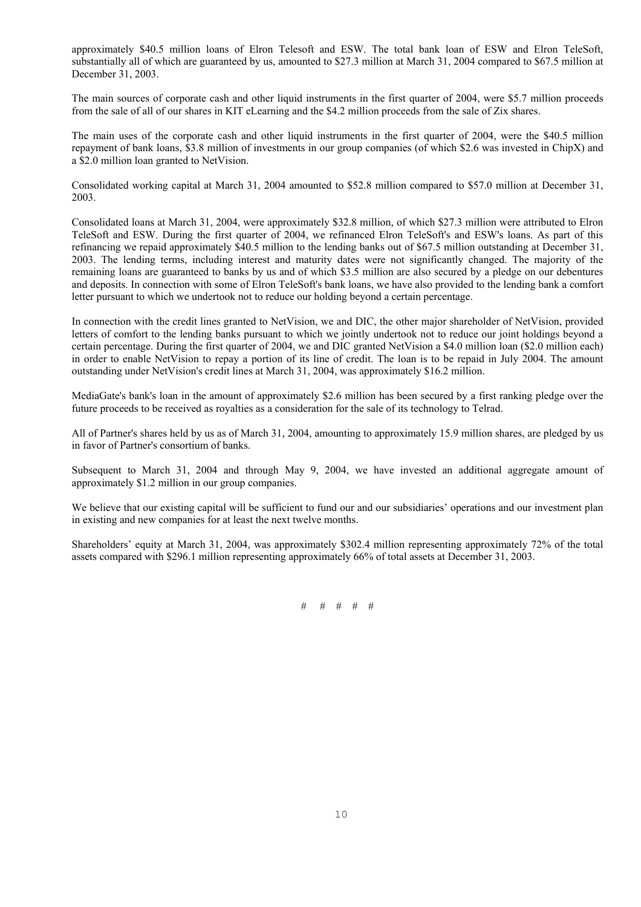approximately $40.5 million loans of Elron Telesoft and ESW. The total bank loan of ESW and Elron TeleSoft, substantially all of which are guaranteed by us, amounted to $27.3 million at March 31, 2004 compared to $67.5 million at December 31, 2003.

The main sources of corporate cash and other liquid instruments in the first quarter of 2004, were $5.7 million proceeds from the sale of all of our shares in KIT eLearning and the $4.2 million proceeds from the sale of Zix shares.

The main uses of the corporate cash and other liquid instruments in the first quarter of 2004, were the $40.5 million repayment of bank loans, $3.8 million of investments in our group companies (of which $2.6 was invested in ChipX) and a $2.0 million loan granted to NetVision.

Consolidated working capital at March 31, 2004 amounted to $52.8 million compared to $57.0 million at December 31, 2003.

Consolidated loans at March 31, 2004, were approximately $32.8 million, of which $27.3 million were attributed to Elron TeleSoft and ESW. During the first quarter of 2004, we refinanced Elron TeleSoft's and ESW's loans. As part of this refinancing we repaid approximately $40.5 million to the lending banks out of $67.5 million outstanding at December 31, 2003. The lending terms, including interest and maturity dates were not significantly changed. The majority of the remaining loans are guaranteed to banks by us and of which $3.5 million are also secured by a pledge on our debentures and deposits. In connection with some of Elron TeleSoft's bank loans, we have also provided to the lending bank a comfort letter pursuant to which we undertook not to reduce our holding beyond a certain percentage.

In connection with the credit lines granted to NetVision, we and DIC, the other major shareholder of NetVision, provided letters of comfort to the lending banks pursuant to which we jointly undertook not to reduce our joint holdings beyond a certain percentage. During the first quarter of 2004, we and DIC granted NetVision a $4.0 million loan ($2.0 million each) in order to enable NetVision to repay a portion of its line of credit. The loan is to be repaid in July 2004. The amount outstanding under NetVision's credit lines at March 31, 2004, was approximately $16.2 million.

MediaGate's bank's loan in the amount of approximately $2.6 million has been secured by a first ranking pledge over the future proceeds to be received as royalties as a consideration for the sale of its technology to Telrad.

All of Partner's shares held by us as of March 31, 2004, amounting to approximately 15.9 million shares, are pledged by us in favor of Partner's consortium of banks.

Subsequent to March 31, 2004 and through May 9, 2004, we have invested an additional aggregate amount of approximately $1.2 million in our group companies.

We believe that our existing capital will be sufficient to fund our and our subsidiaries' operations and our investment plan in existing and new companies for at least the next twelve months.

Shareholders' equity at March 31, 2004, was approximately $302.4 million representing approximately 72% of the total assets compared with $296.1 million representing approximately 66% of total assets at December 31, 2003.

# # # # #